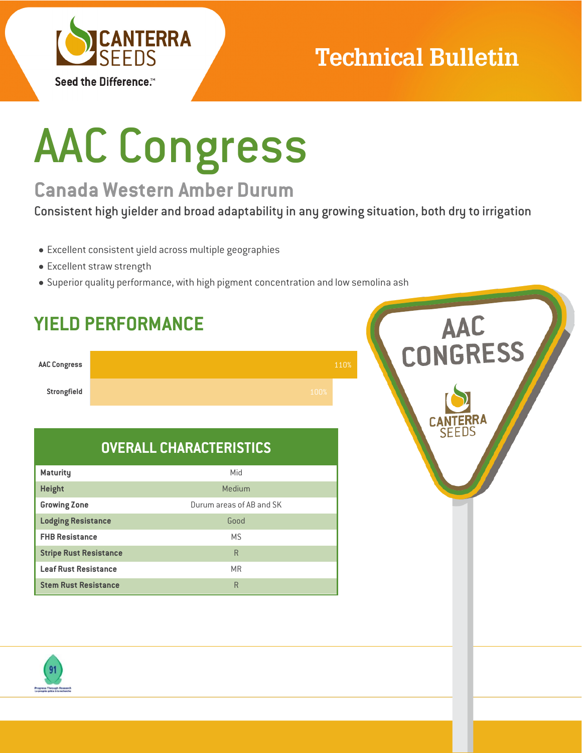Technical Bulletin

# AAC Congress

## Canada Western Amber Durum

Consistent high yielder and broad adaptability in any growing situation, both dry to irrigation

- Excellent consistent yield across multiple geographies
- Excellent straw strength
- Superior quality performance, with high pigment concentration and low semolina ash

## YIELD PERFORMANCE

| Variety | Yield |
|---|---|
| AAC Congress | 110% |
| Strongfield | 100% |

## OVERALL CHARACTERISTICS

| Characteristic | Rating |
|---|---|
| Maturity | Mid |
| Height | Medium |
| Growing Zone | Durum areas of AB and SK |
| Lodging Resistance | Good |
| FHB Resistance | MS |
| Stripe Rust Resistance | R |
| Leaf Rust Resistance | MR |
| Stem Rust Resistance | R |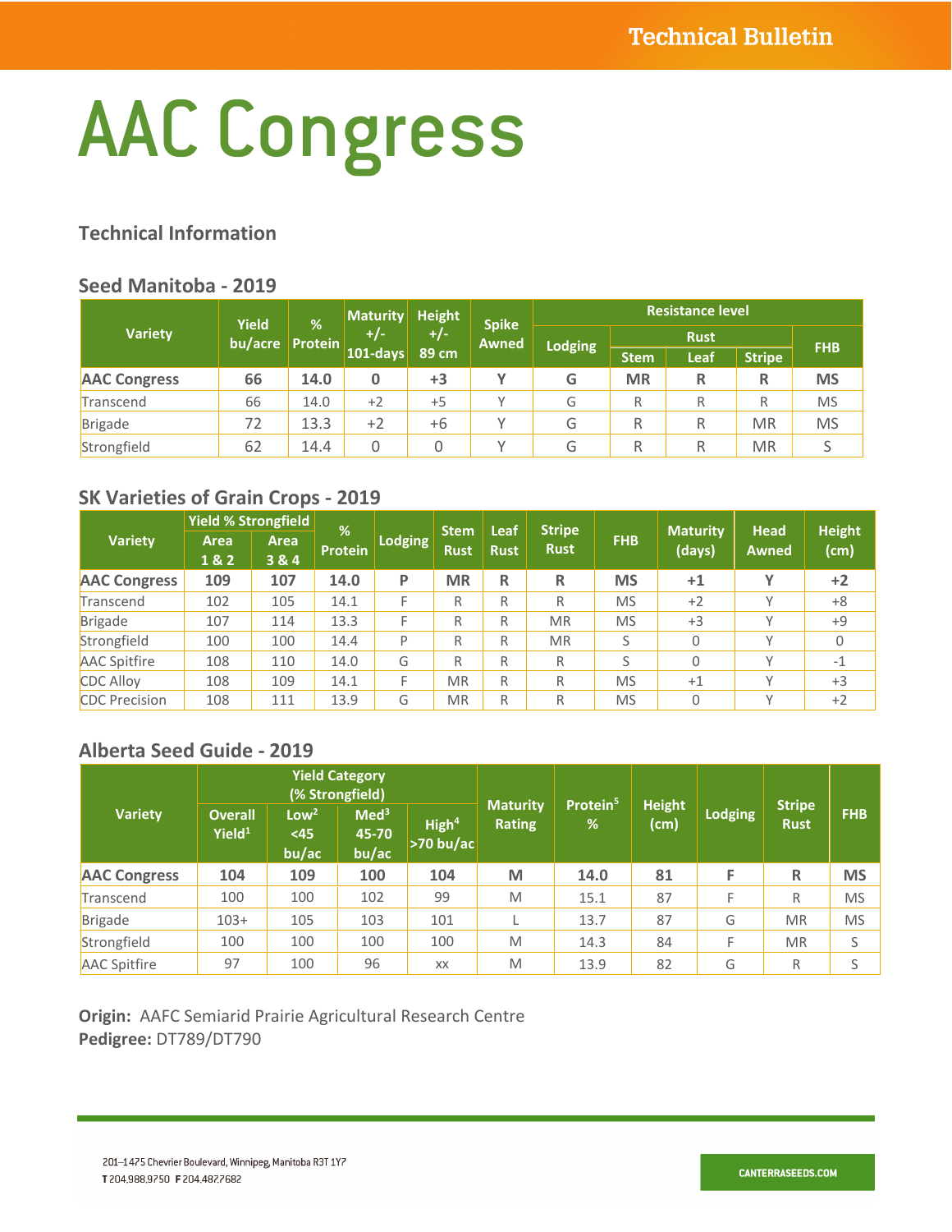# AAC Congress

## Technical Information

### Seed Manitoba - 2019

| Variety | Yield bu/acre | % Protein | Maturity +/- 101-days | Height +/- 89 cm | Spike Awned | Resistance level | | | | |
|---|---|---|---|---|---|---|---|---|---|---|
| | | | | | | Lodging | Rust | | | FHB |
| | | | | | | | Stem | Leaf | Stripe | |
| **AAC Congress** | **66** | **14.0** | **0** | **+3** | **Y** | **G** | **MR** | **R** | **R** | **MS** |
| Transcend | 66 | 14.0 | +2 | +5 | Y | G | R | R | R | MS |
| Brigade | 72 | 13.3 | +2 | +6 | Y | G | R | R | MR | MS |
| Strongfield | 62 | 14.4 | 0 | 0 | Y | G | R | R | MR | S |

### SK Varieties of Grain Crops - 2019

| Variety | Yield % Strongfield | | % Protein | Lodging | Stem Rust | Leaf Rust | Stripe Rust | FHB | Maturity (days) | Head Awned | Height (cm) |
|---|---|---|---|---|---|---|---|---|---|---|---|
| | Area 1 & 2 | Area 3 & 4 | | | | | | | | | |
| **AAC Congress** | **109** | **107** | **14.0** | **P** | **MR** | **R** | **R** | **MS** | **+1** | **Y** | **+2** |
| Transcend | 102 | 105 | 14.1 | F | R | R | R | MS | +2 | Y | +8 |
| Brigade | 107 | 114 | 13.3 | F | R | R | MR | MS | +3 | Y | +9 |
| Strongfield | 100 | 100 | 14.4 | P | R | R | MR | S | 0 | Y | 0 |
| AAC Spitfire | 108 | 110 | 14.0 | G | R | R | R | S | 0 | Y | -1 |
| CDC Alloy | 108 | 109 | 14.1 | F | MR | R | R | MS | +1 | Y | +3 |
| CDC Precision | 108 | 111 | 13.9 | G | MR | R | R | MS | 0 | Y | +2 |

### Alberta Seed Guide - 2019

| Variety | Yield Category (% Strongfield) | | | | Maturity Rating | Protein[5] % | Height (cm) | Lodging | Stripe Rust | FHB |
|---|---|---|---|---|---|---|---|---|---|---|
| | Overall Yield[1] | Low[2] <45 bu/ac | Med[3] 45-70 bu/ac | High[4] >70 bu/ac | | | | | | |
| **AAC Congress** | **104** | **109** | **100** | **104** | **M** | **14.0** | **81** | **F** | **R** | **MS** |
| Transcend | 100 | 100 | 102 | 99 | M | 15.1 | 87 | F | R | MS |
| Brigade | 103+ | 105 | 103 | 101 | L | 13.7 | 87 | G | MR | MS |
| Strongfield | 100 | 100 | 100 | 100 | M | 14.3 | 84 | F | MR | S |
| AAC Spitfire | 97 | 100 | 96 | xx | M | 13.9 | 82 | G | R | S |

**Origin:** AAFC Semiarid Prairie Agricultural Research Centre
**Pedigree:** DT789/DT790

201–1475 Chevrier Boulevard, Winnipeg, Manitoba R3T 1Y7
T 204.988.9750 F 204.487.7682

CANTERRASEEDS.COM